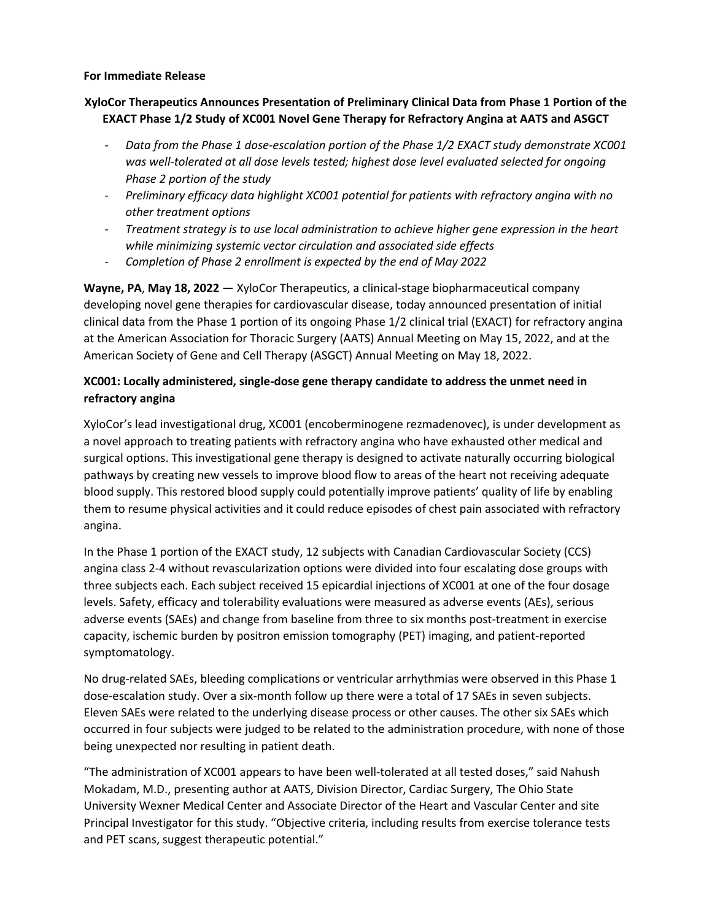**For Immediate Release**

**XyloCor Therapeutics Announces Presentation of Preliminary Clinical Data from Phase 1 Portion of the EXACT Phase 1/2 Study of XC001 Novel Gene Therapy for Refractory Angina at AATS and ASGCT**

- *Data from the Phase 1 dose-escalation portion of the Phase 1/2 EXACT study demonstrate XC001 was well-tolerated at all dose levels tested; highest dose level evaluated selected for ongoing Phase 2 portion of the study*
- *Preliminary efficacy data highlight XC001 potential for patients with refractory angina with no other treatment options*
- *Treatment strategy is to use local administration to achieve higher gene expression in the heart while minimizing systemic vector circulation and associated side effects*
- *Completion of Phase 2 enrollment is expected by the end of May 2022*

**Wayne, PA**, **May 18, 2022** — XyloCor Therapeutics, a clinical-stage biopharmaceutical company developing novel gene therapies for cardiovascular disease, today announced presentation of initial clinical data from the Phase 1 portion of its ongoing Phase 1/2 clinical trial (EXACT) for refractory angina at the American Association for Thoracic Surgery (AATS) Annual Meeting on May 15, 2022, and at the American Society of Gene and Cell Therapy (ASGCT) Annual Meeting on May 18, 2022.

**XC001: Locally administered, single-dose gene therapy candidate to address the unmet need in refractory angina**

XyloCor's lead investigational drug, XC001 (encoberminogene rezmadenovec), is under development as a novel approach to treating patients with refractory angina who have exhausted other medical and surgical options. This investigational gene therapy is designed to activate naturally occurring biological pathways by creating new vessels to improve blood flow to areas of the heart not receiving adequate blood supply. This restored blood supply could potentially improve patients' quality of life by enabling them to resume physical activities and it could reduce episodes of chest pain associated with refractory angina.

In the Phase 1 portion of the EXACT study, 12 subjects with Canadian Cardiovascular Society (CCS) angina class 2-4 without revascularization options were divided into four escalating dose groups with three subjects each. Each subject received 15 epicardial injections of XC001 at one of the four dosage levels. Safety, efficacy and tolerability evaluations were measured as adverse events (AEs), serious adverse events (SAEs) and change from baseline from three to six months post-treatment in exercise capacity, ischemic burden by positron emission tomography (PET) imaging, and patient-reported symptomatology.

No drug-related SAEs, bleeding complications or ventricular arrhythmias were observed in this Phase 1 dose-escalation study. Over a six-month follow up there were a total of 17 SAEs in seven subjects. Eleven SAEs were related to the underlying disease process or other causes. The other six SAEs which occurred in four subjects were judged to be related to the administration procedure, with none of those being unexpected nor resulting in patient death.

"The administration of XC001 appears to have been well-tolerated at all tested doses," said Nahush Mokadam, M.D., presenting author at AATS, Division Director, Cardiac Surgery, The Ohio State University Wexner Medical Center and Associate Director of the Heart and Vascular Center and site Principal Investigator for this study. "Objective criteria, including results from exercise tolerance tests and PET scans, suggest therapeutic potential."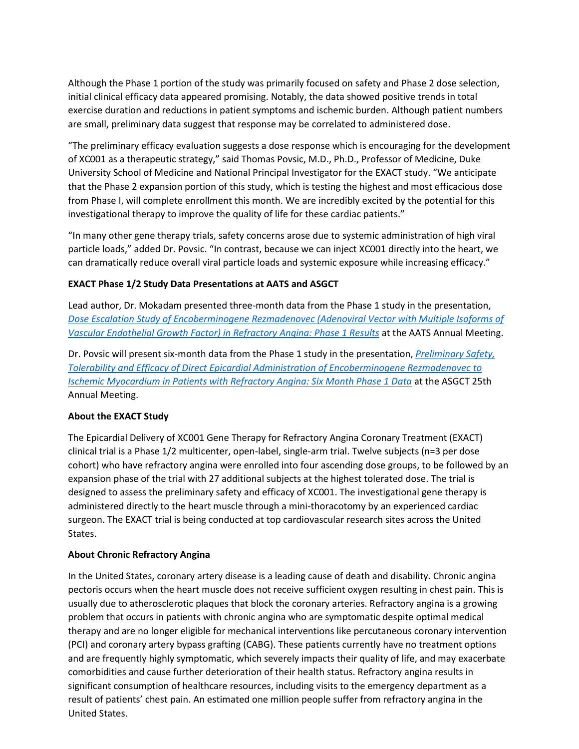Although the Phase 1 portion of the study was primarily focused on safety and Phase 2 dose selection, initial clinical efficacy data appeared promising. Notably, the data showed positive trends in total exercise duration and reductions in patient symptoms and ischemic burden. Although patient numbers are small, preliminary data suggest that response may be correlated to administered dose.

"The preliminary efficacy evaluation suggests a dose response which is encouraging for the development of XC001 as a therapeutic strategy," said Thomas Povsic, M.D., Ph.D., Professor of Medicine, Duke University School of Medicine and National Principal Investigator for the EXACT study. "We anticipate that the Phase 2 expansion portion of this study, which is testing the highest and most efficacious dose from Phase I, will complete enrollment this month. We are incredibly excited by the potential for this investigational therapy to improve the quality of life for these cardiac patients."

"In many other gene therapy trials, safety concerns arose due to systemic administration of high viral particle loads," added Dr. Povsic. "In contrast, because we can inject XC001 directly into the heart, we can dramatically reduce overall viral particle loads and systemic exposure while increasing efficacy."

**EXACT Phase 1/2 Study Data Presentations at AATS and ASGCT**

Lead author, Dr. Mokadam presented three-month data from the Phase 1 study in the presentation, *Dose Escalation Study of Encoberminogene Rezmadenovec (Adenoviral Vector with Multiple Isoforms of Vascular Endothelial Growth Factor) in Refractory Angina: Phase 1 Results* at the AATS Annual Meeting.

Dr. Povsic will present six-month data from the Phase 1 study in the presentation, *Preliminary Safety, Tolerability and Efficacy of Direct Epicardial Administration of Encoberminogene Rezmadenovec to Ischemic Myocardium in Patients with Refractory Angina: Six Month Phase 1 Data* at the ASGCT 25th Annual Meeting.

**About the EXACT Study**

The Epicardial Delivery of XC001 Gene Therapy for Refractory Angina Coronary Treatment (EXACT) clinical trial is a Phase 1/2 multicenter, open-label, single-arm trial. Twelve subjects (n=3 per dose cohort) who have refractory angina were enrolled into four ascending dose groups, to be followed by an expansion phase of the trial with 27 additional subjects at the highest tolerated dose. The trial is designed to assess the preliminary safety and efficacy of XC001. The investigational gene therapy is administered directly to the heart muscle through a mini-thoracotomy by an experienced cardiac surgeon. The EXACT trial is being conducted at top cardiovascular research sites across the United States.

**About Chronic Refractory Angina**

In the United States, coronary artery disease is a leading cause of death and disability. Chronic angina pectoris occurs when the heart muscle does not receive sufficient oxygen resulting in chest pain. This is usually due to atherosclerotic plaques that block the coronary arteries. Refractory angina is a growing problem that occurs in patients with chronic angina who are symptomatic despite optimal medical therapy and are no longer eligible for mechanical interventions like percutaneous coronary intervention (PCI) and coronary artery bypass grafting (CABG). These patients currently have no treatment options and are frequently highly symptomatic, which severely impacts their quality of life, and may exacerbate comorbidities and cause further deterioration of their health status. Refractory angina results in significant consumption of healthcare resources, including visits to the emergency department as a result of patients' chest pain. An estimated one million people suffer from refractory angina in the United States.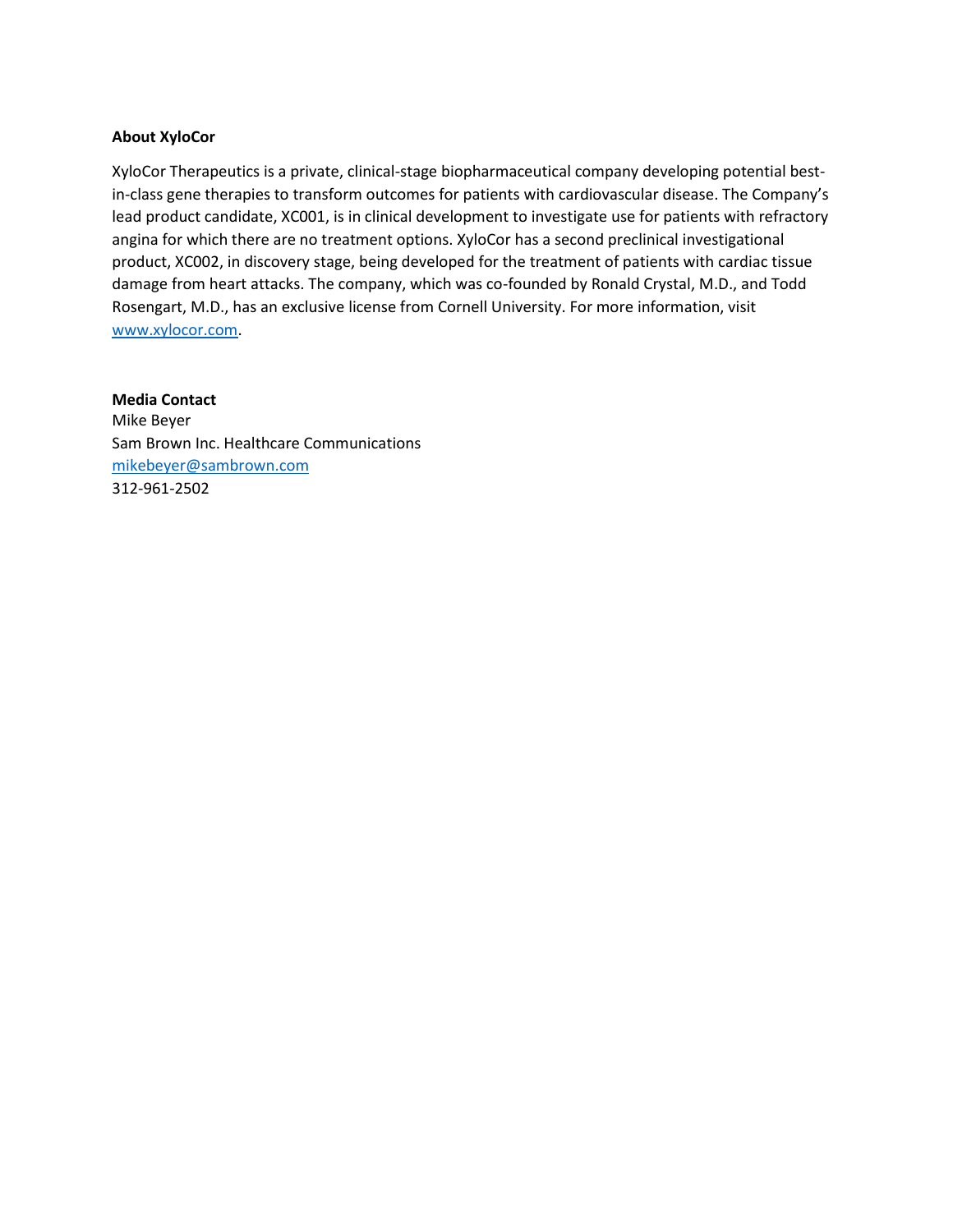**About XyloCor**

XyloCor Therapeutics is a private, clinical-stage biopharmaceutical company developing potential best-in-class gene therapies to transform outcomes for patients with cardiovascular disease. The Company's lead product candidate, XC001, is in clinical development to investigate use for patients with refractory angina for which there are no treatment options. XyloCor has a second preclinical investigational product, XC002, in discovery stage, being developed for the treatment of patients with cardiac tissue damage from heart attacks. The company, which was co-founded by Ronald Crystal, M.D., and Todd Rosengart, M.D., has an exclusive license from Cornell University. For more information, visit www.xylocor.com.

**Media Contact**
Mike Beyer
Sam Brown Inc. Healthcare Communications
mikebeyer@sambrown.com
312-961-2502